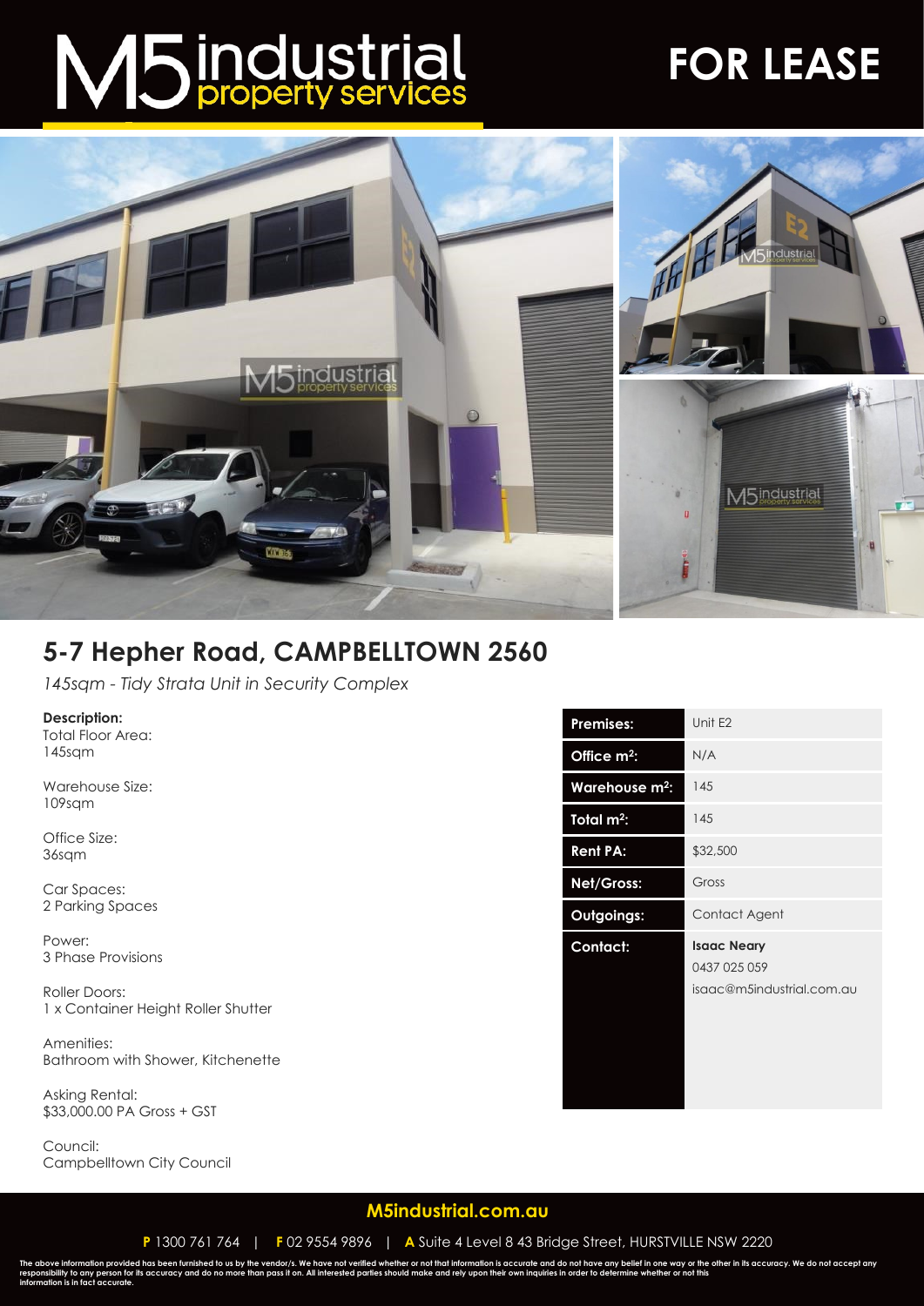# M5 industrial property services

# FOR LEASE

## 5-7 Hepher Road, CAMPBELLTOWN 2560

*145sqm - Tidy Strata Unit in Security Complex*

**Description:**
Total Floor Area:
145sqm

Warehouse Size:
109sqm

Office Size:
36sqm

Car Spaces:
2 Parking Spaces

Power:
3 Phase Provisions

Roller Doors:
1 x Container Height Roller Shutter

Amenities:
Bathroom with Shower, Kitchenette

Asking Rental:
$33,000.00 PA Gross + GST

Council:
Campbelltown City Council

| | |
|---|---|
| **Premises:** | Unit E2 |
| **Office m²:** | N/A |
| **Warehouse m²:** | 145 |
| **Total m²:** | 145 |
| **Rent PA:** | $32,500 |
| **Net/Gross:** | Gross |
| **Outgoings:** | Contact Agent |
| **Contact:** | **Isaac Neary**<br>0437 025 059<br>isaac@m5industrial.com.au |

**M5industrial.com.au**

**P** 1300 761 764 | **F** 02 9554 9896 | **A** Suite 4 Level 8 43 Bridge Street, HURSTVILLE NSW 2220

The above information provided has been furnished to us by the vendor/s. We have not verified whether or not that information is accurate and do not have any belief in one way or the other in its accuracy. We do not accept any responsibility to any person for its accuracy and do no more than pass it on. All interested parties should make and rely upon their own inquiries in order to determine whether or not this information is in fact accurate.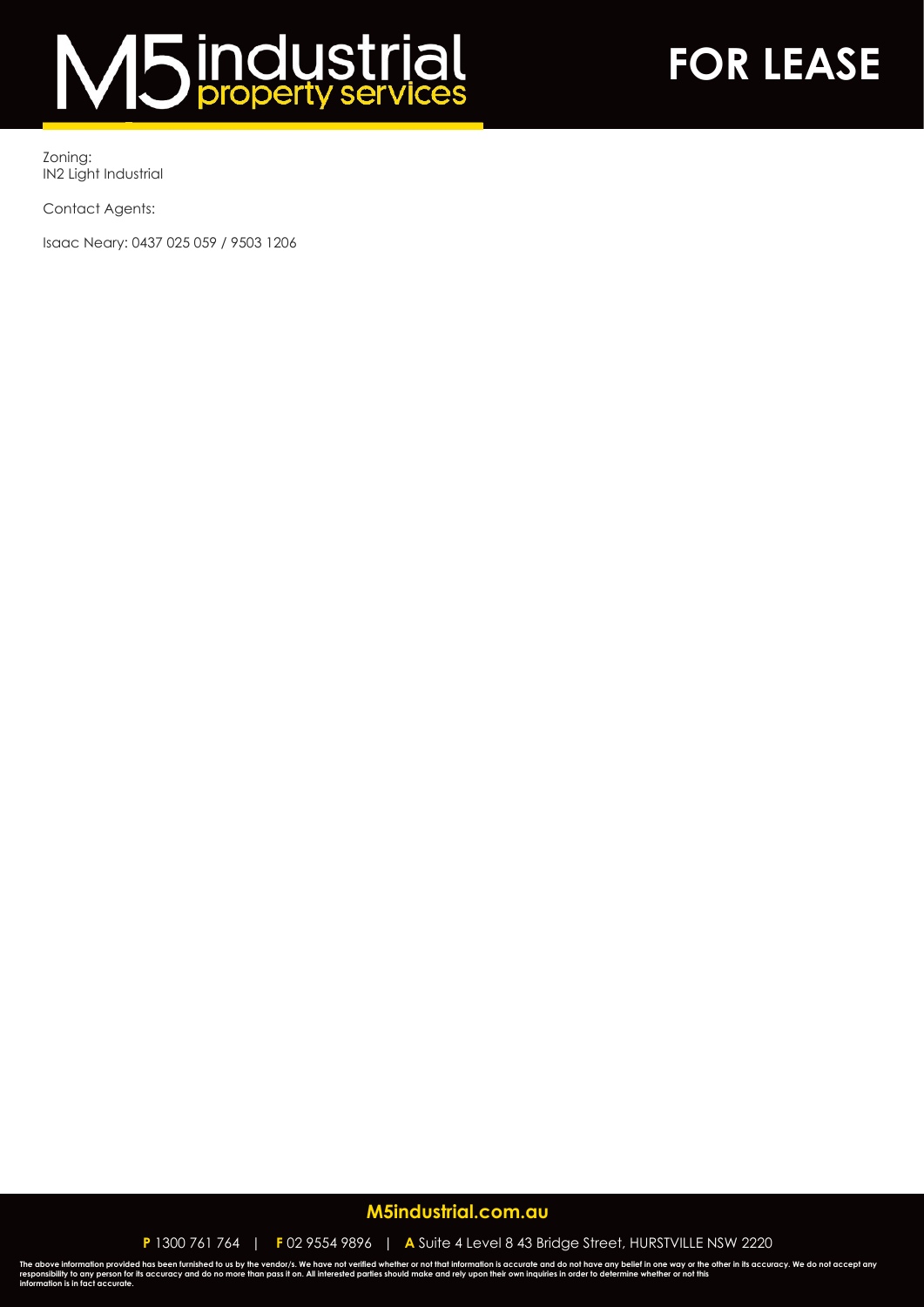Zoning:
IN2 Light Industrial

Contact Agents:

Isaac Neary: 0437 025 059 / 9503 1206